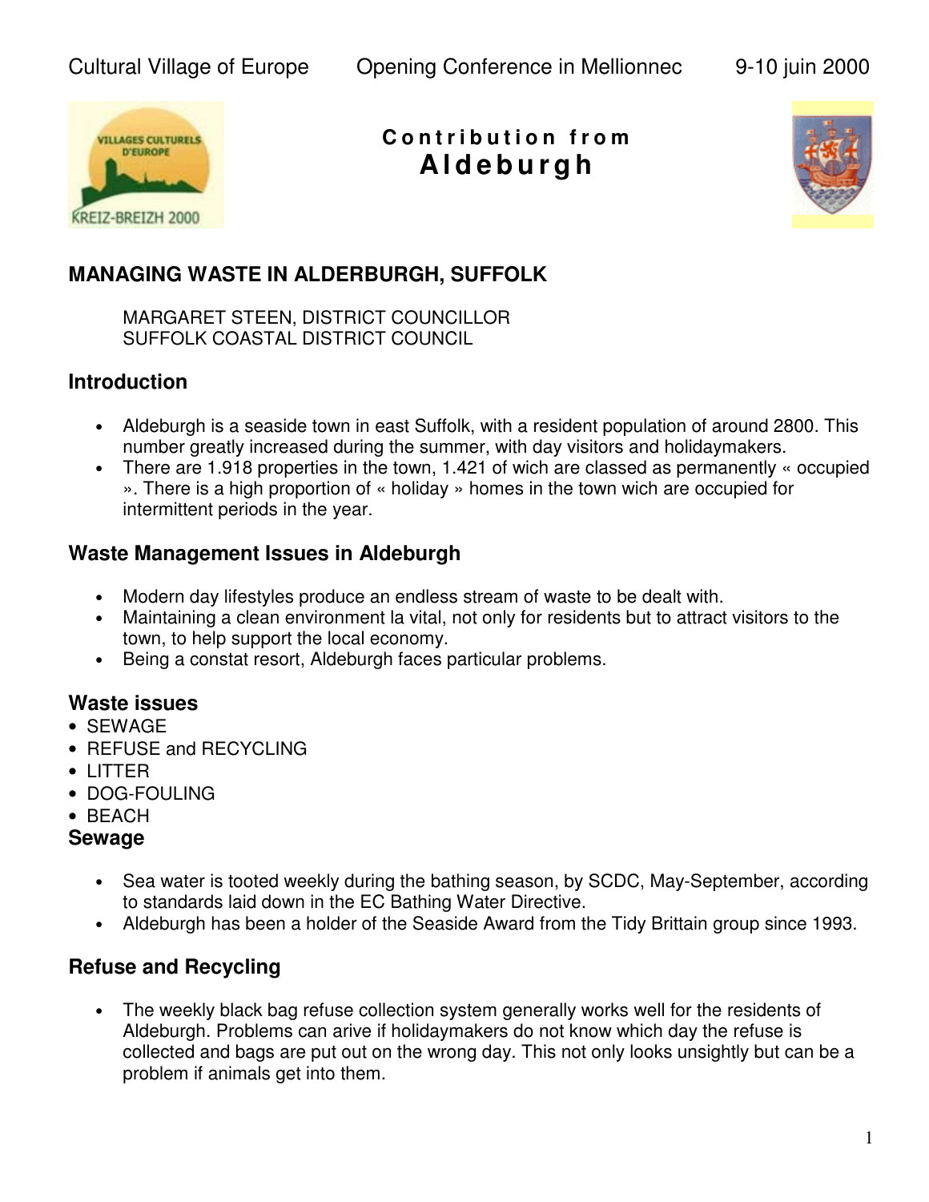Cultural Village of Europe Opening Conference in Mellionnec 9-10 juin 2000

**Contribution from**
**Aldeburgh**

## MANAGING WASTE IN ALDERBURGH, SUFFOLK

MARGARET STEEN, DISTRICT COUNCILLOR
SUFFOLK COASTAL DISTRICT COUNCIL

### Introduction

- Aldeburgh is a seaside town in east Suffolk, with a resident population of around 2800. This number greatly increased during the summer, with day visitors and holidaymakers.
- There are 1.918 properties in the town, 1.421 of wich are classed as permanently « occupied ». There is a high proportion of « holiday » homes in the town wich are occupied for intermittent periods in the year.

### Waste Management Issues in Aldeburgh

- Modern day lifestyles produce an endless stream of waste to be dealt with.
- Maintaining a clean environment la vital, not only for residents but to attract visitors to the town, to help support the local economy.
- Being a constat resort, Aldeburgh faces particular problems.

### Waste issues

- SEWAGE
- REFUSE and RECYCLING
- LITTER
- DOG-FOULING
- BEACH

### Sewage

- Sea water is tooted weekly during the bathing season, by SCDC, May-September, according to standards laid down in the EC Bathing Water Directive.
- Aldeburgh has been a holder of the Seaside Award from the Tidy Brittain group since 1993.

### Refuse and Recycling

- The weekly black bag refuse collection system generally works well for the residents of Aldeburgh. Problems can arive if holidaymakers do not know which day the refuse is collected and bags are put out on the wrong day. This not only looks unsightly but can be a problem if animals get into them.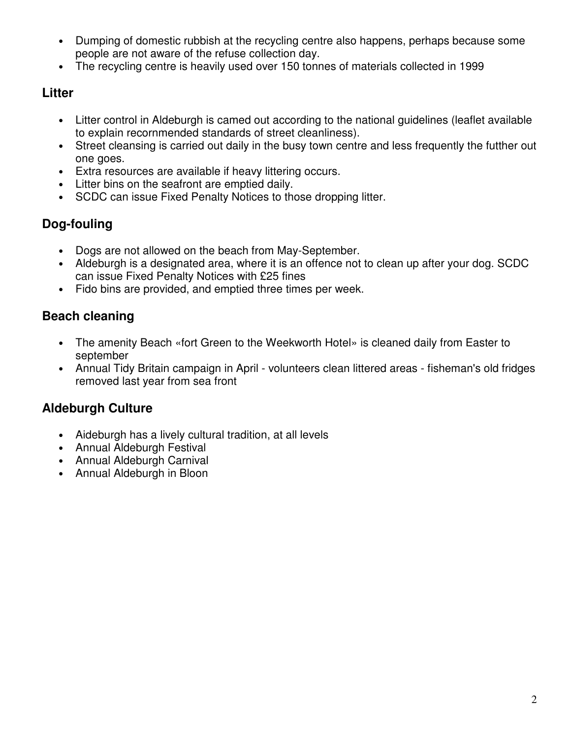- Dumping of domestic rubbish at the recycling centre also happens, perhaps because some people are not aware of the refuse collection day.
- The recycling centre is heavily used over 150 tonnes of materials collected in 1999

## Litter

- Litter control in Aldeburgh is camed out according to the national guidelines (leaflet available to explain recornmended standards of street cleanliness).
- Street cleansing is carried out daily in the busy town centre and less frequently the futther out one goes.
- Extra resources are available if heavy littering occurs.
- Litter bins on the seafront are emptied daily.
- SCDC can issue Fixed Penalty Notices to those dropping litter.

## Dog-fouling

- Dogs are not allowed on the beach from May-September.
- Aldeburgh is a designated area, where it is an offence not to clean up after your dog. SCDC can issue Fixed Penalty Notices with £25 fines
- Fido bins are provided, and emptied three times per week.

## Beach cleaning

- The amenity Beach «fort Green to the Weekworth Hotel» is cleaned daily from Easter to september
- Annual Tidy Britain campaign in April - volunteers clean littered areas - fisheman's old fridges removed last year from sea front

## Aldeburgh Culture

- Aideburgh has a lively cultural tradition, at all levels
- Annual Aldeburgh Festival
- Annual Aldeburgh Carnival
- Annual Aldeburgh in Bloon